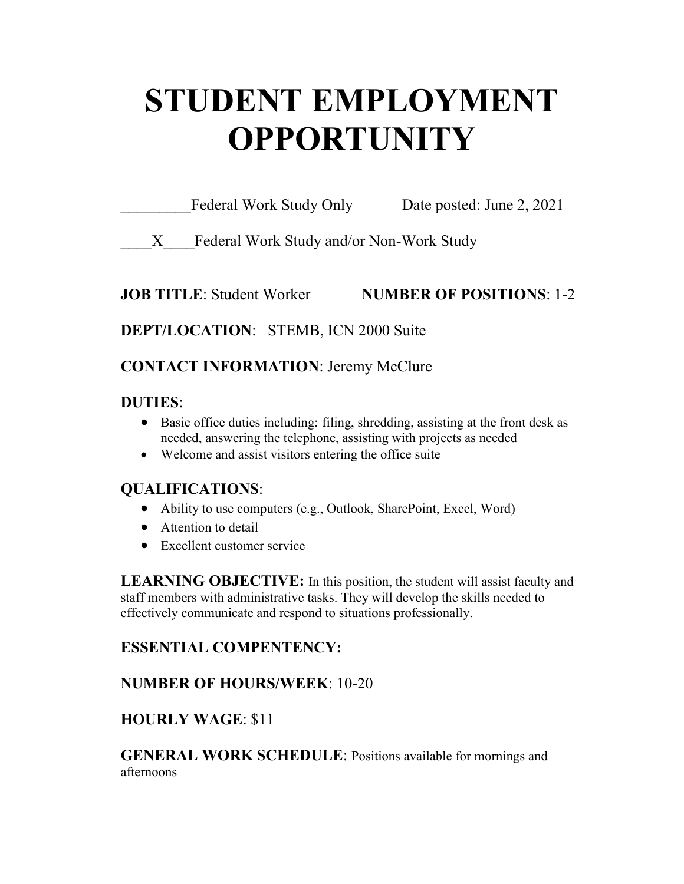# STUDENT EMPLOYMENT OPPORTUNITY

_________Federal Work Study Only          Date posted: June 2, 2021

____X____Federal Work Study and/or Non-Work Study

**JOB TITLE**: Student Worker          **NUMBER OF POSITIONS**: 1-2

**DEPT/LOCATION**: STEMB, ICN 2000 Suite

**CONTACT INFORMATION**: Jeremy McClure

**DUTIES**:

- Basic office duties including: filing, shredding, assisting at the front desk as needed, answering the telephone, assisting with projects as needed
- Welcome and assist visitors entering the office suite

**QUALIFICATIONS**:

- Ability to use computers (e.g., Outlook, SharePoint, Excel, Word)
- Attention to detail
- Excellent customer service

**LEARNING OBJECTIVE:** In this position, the student will assist faculty and staff members with administrative tasks. They will develop the skills needed to effectively communicate and respond to situations professionally.

**ESSENTIAL COMPENTENCY:**

**NUMBER OF HOURS/WEEK**: 10-20

**HOURLY WAGE**: $11

**GENERAL WORK SCHEDULE**: Positions available for mornings and afternoons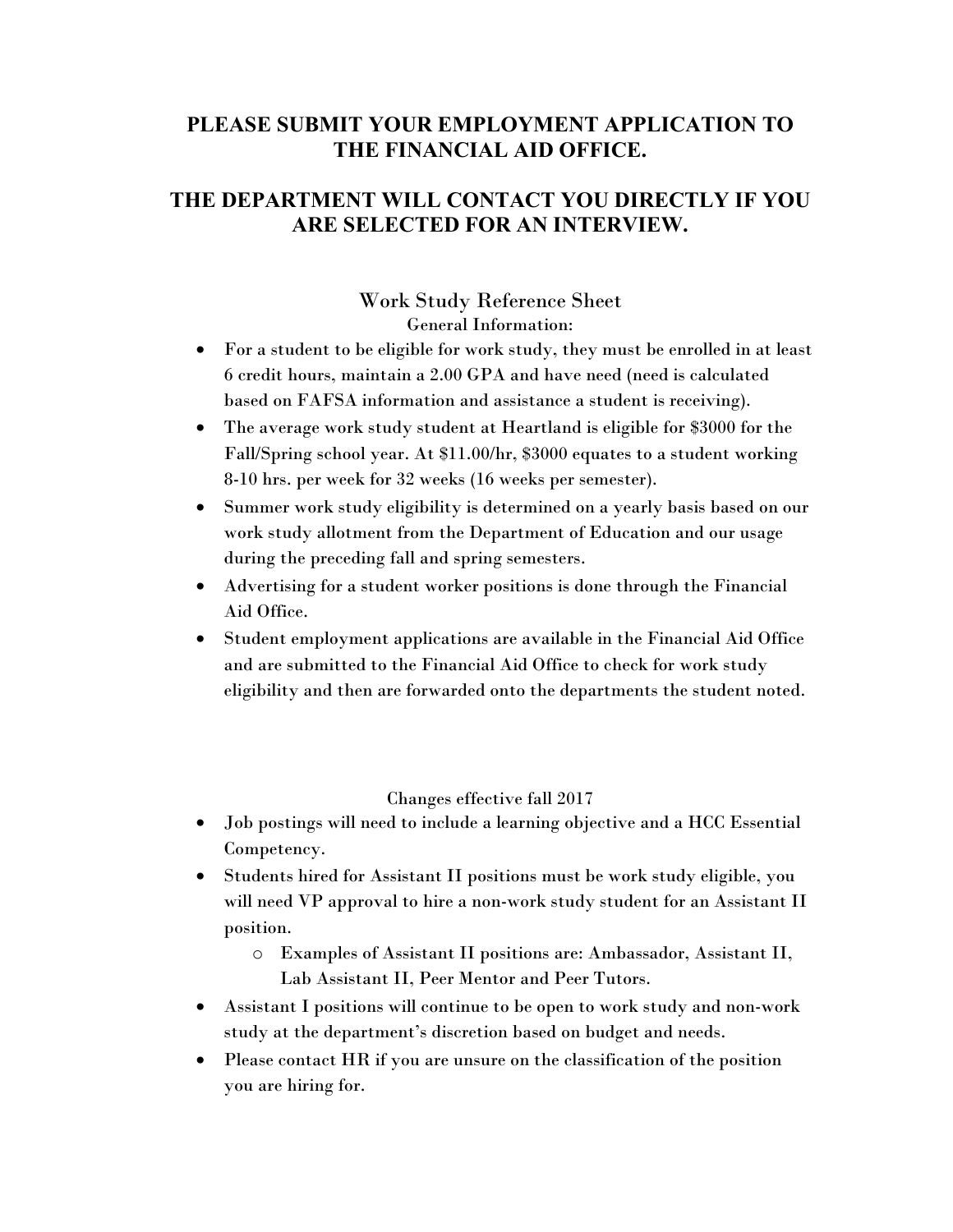**PLEASE SUBMIT YOUR EMPLOYMENT APPLICATION TO THE FINANCIAL AID OFFICE.**

**THE DEPARTMENT WILL CONTACT YOU DIRECTLY IF YOU ARE SELECTED FOR AN INTERVIEW.**

## Work Study Reference Sheet

General Information:

- For a student to be eligible for work study, they must be enrolled in at least 6 credit hours, maintain a 2.00 GPA and have need (need is calculated based on FAFSA information and assistance a student is receiving).
- The average work study student at Heartland is eligible for $3000 for the Fall/Spring school year. At $11.00/hr, $3000 equates to a student working 8-10 hrs. per week for 32 weeks (16 weeks per semester).
- Summer work study eligibility is determined on a yearly basis based on our work study allotment from the Department of Education and our usage during the preceding fall and spring semesters.
- Advertising for a student worker positions is done through the Financial Aid Office.
- Student employment applications are available in the Financial Aid Office and are submitted to the Financial Aid Office to check for work study eligibility and then are forwarded onto the departments the student noted.

Changes effective fall 2017

- Job postings will need to include a learning objective and a HCC Essential Competency.
- Students hired for Assistant II positions must be work study eligible, you will need VP approval to hire a non-work study student for an Assistant II position.
  - Examples of Assistant II positions are: Ambassador, Assistant II, Lab Assistant II, Peer Mentor and Peer Tutors.
- Assistant I positions will continue to be open to work study and non-work study at the department's discretion based on budget and needs.
- Please contact HR if you are unsure on the classification of the position you are hiring for.